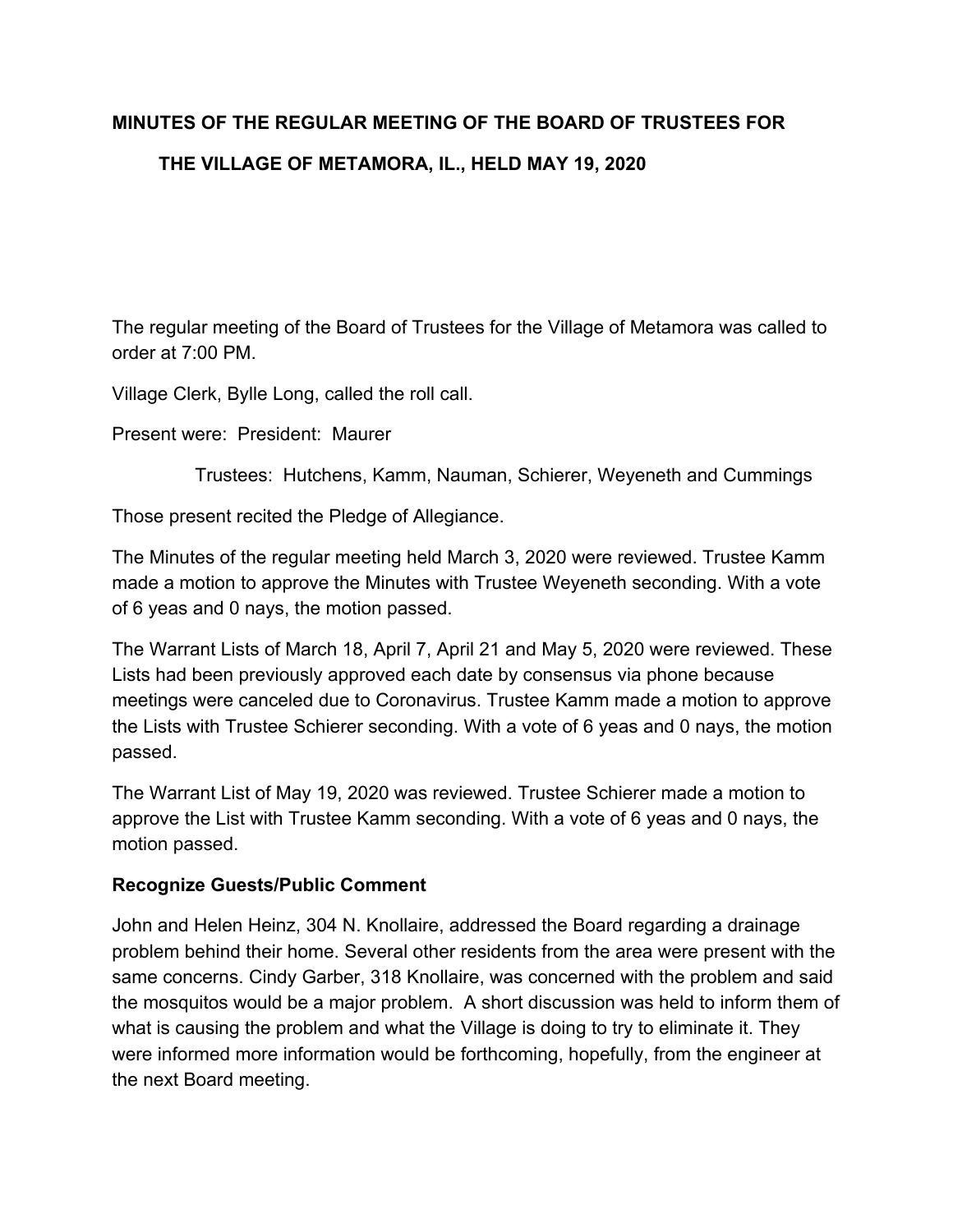# MINUTES OF THE REGULAR MEETING OF THE BOARD OF TRUSTEES FOR THE VILLAGE OF METAMORA, IL., HELD MAY 19, 2020

The regular meeting of the Board of Trustees for the Village of Metamora was called to order at 7:00 PM.

Village Clerk, Bylle Long, called the roll call.

Present were: President: Maurer

Trustees: Hutchens, Kamm, Nauman, Schierer, Weyeneth and Cummings

Those present recited the Pledge of Allegiance.

The Minutes of the regular meeting held March 3, 2020 were reviewed. Trustee Kamm made a motion to approve the Minutes with Trustee Weyeneth seconding. With a vote of 6 yeas and 0 nays, the motion passed.

The Warrant Lists of March 18, April 7, April 21 and May 5, 2020 were reviewed. These Lists had been previously approved each date by consensus via phone because meetings were canceled due to Coronavirus. Trustee Kamm made a motion to approve the Lists with Trustee Schierer seconding. With a vote of 6 yeas and 0 nays, the motion passed.

The Warrant List of May 19, 2020 was reviewed. Trustee Schierer made a motion to approve the List with Trustee Kamm seconding. With a vote of 6 yeas and 0 nays, the motion passed.

**Recognize Guests/Public Comment**

John and Helen Heinz, 304 N. Knollaire, addressed the Board regarding a drainage problem behind their home. Several other residents from the area were present with the same concerns. Cindy Garber, 318 Knollaire, was concerned with the problem and said the mosquitos would be a major problem. A short discussion was held to inform them of what is causing the problem and what the Village is doing to try to eliminate it. They were informed more information would be forthcoming, hopefully, from the engineer at the next Board meeting.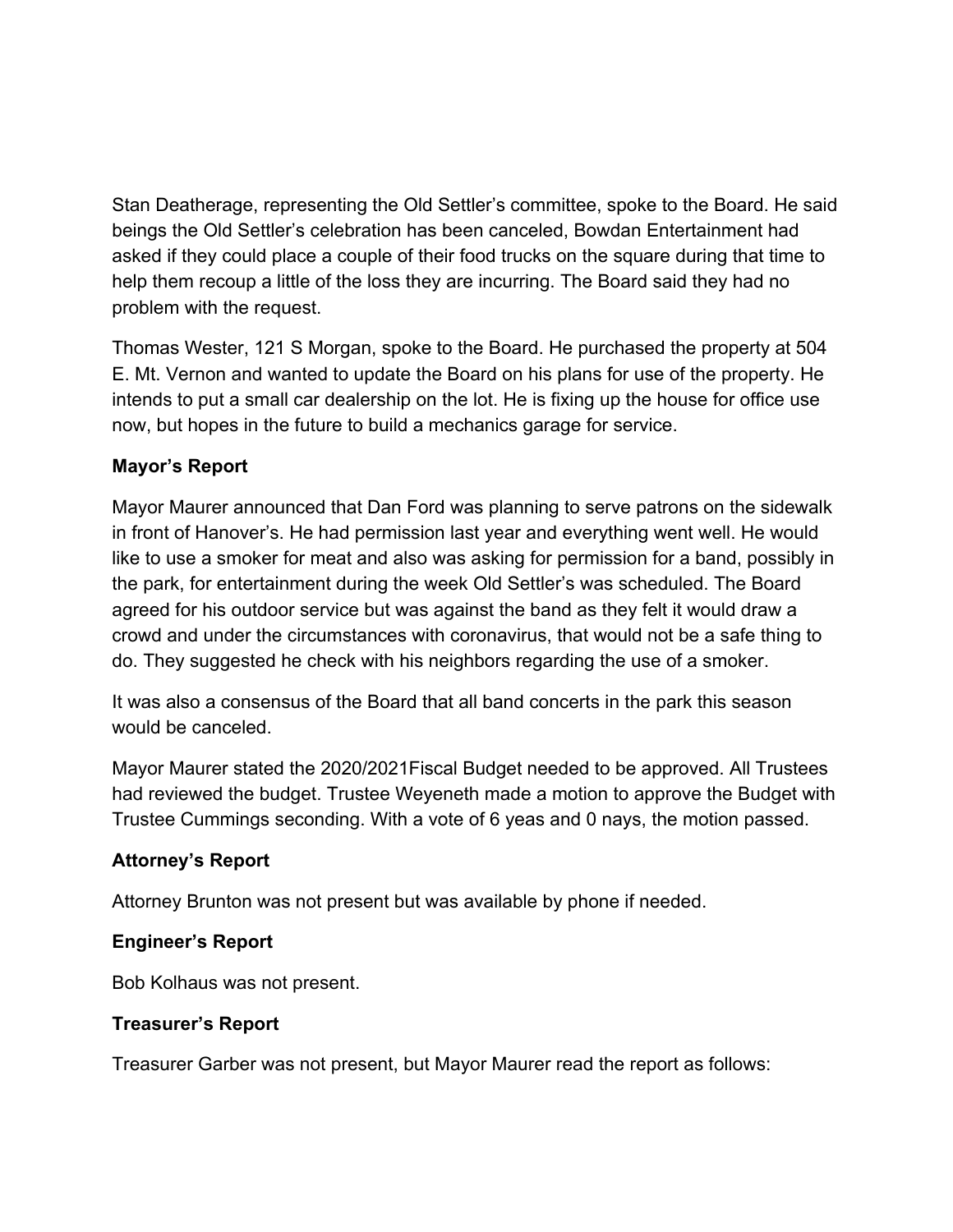Stan Deatherage, representing the Old Settler's committee, spoke to the Board. He said beings the Old Settler's celebration has been canceled, Bowdan Entertainment had asked if they could place a couple of their food trucks on the square during that time to help them recoup a little of the loss they are incurring. The Board said they had no problem with the request.

Thomas Wester, 121 S Morgan, spoke to the Board. He purchased the property at 504 E. Mt. Vernon and wanted to update the Board on his plans for use of the property. He intends to put a small car dealership on the lot. He is fixing up the house for office use now, but hopes in the future to build a mechanics garage for service.

**Mayor's Report**

Mayor Maurer announced that Dan Ford was planning to serve patrons on the sidewalk in front of Hanover's. He had permission last year and everything went well. He would like to use a smoker for meat and also was asking for permission for a band, possibly in the park, for entertainment during the week Old Settler's was scheduled. The Board agreed for his outdoor service but was against the band as they felt it would draw a crowd and under the circumstances with coronavirus, that would not be a safe thing to do. They suggested he check with his neighbors regarding the use of a smoker.

It was also a consensus of the Board that all band concerts in the park this season would be canceled.

Mayor Maurer stated the 2020/2021Fiscal Budget needed to be approved. All Trustees had reviewed the budget. Trustee Weyeneth made a motion to approve the Budget with Trustee Cummings seconding. With a vote of 6 yeas and 0 nays, the motion passed.

**Attorney's Report**

Attorney Brunton was not present but was available by phone if needed.

**Engineer's Report**

Bob Kolhaus was not present.

**Treasurer's Report**

Treasurer Garber was not present, but Mayor Maurer read the report as follows: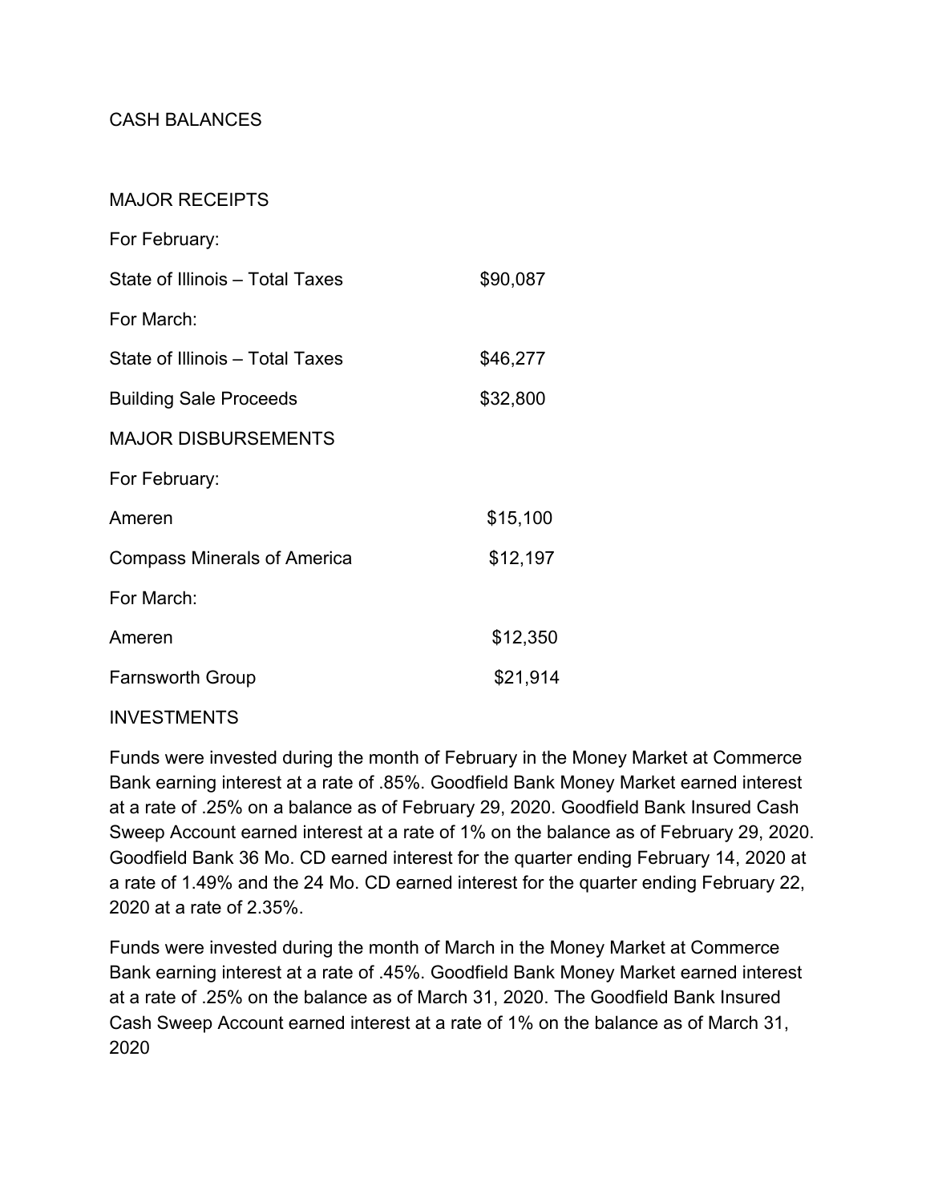CASH BALANCES

MAJOR RECEIPTS

For February:

| | |
|---|---|
| State of Illinois – Total Taxes | $90,087 |

For March:

| | |
|---|---|
| State of Illinois – Total Taxes | $46,277 |
| Building Sale Proceeds | $32,800 |

MAJOR DISBURSEMENTS

For February:

| | |
|---|---|
| Ameren | $15,100 |
| Compass Minerals of America | $12,197 |

For March:

| | |
|---|---|
| Ameren | $12,350 |
| Farnsworth Group | $21,914 |

INVESTMENTS

Funds were invested during the month of February in the Money Market at Commerce Bank earning interest at a rate of .85%. Goodfield Bank Money Market earned interest at a rate of .25% on a balance as of February 29, 2020. Goodfield Bank Insured Cash Sweep Account earned interest at a rate of 1% on the balance as of February 29, 2020. Goodfield Bank 36 Mo. CD earned interest for the quarter ending February 14, 2020 at a rate of 1.49% and the 24 Mo. CD earned interest for the quarter ending February 22, 2020 at a rate of 2.35%.

Funds were invested during the month of March in the Money Market at Commerce Bank earning interest at a rate of .45%. Goodfield Bank Money Market earned interest at a rate of .25% on the balance as of March 31, 2020. The Goodfield Bank Insured Cash Sweep Account earned interest at a rate of 1% on the balance as of March 31, 2020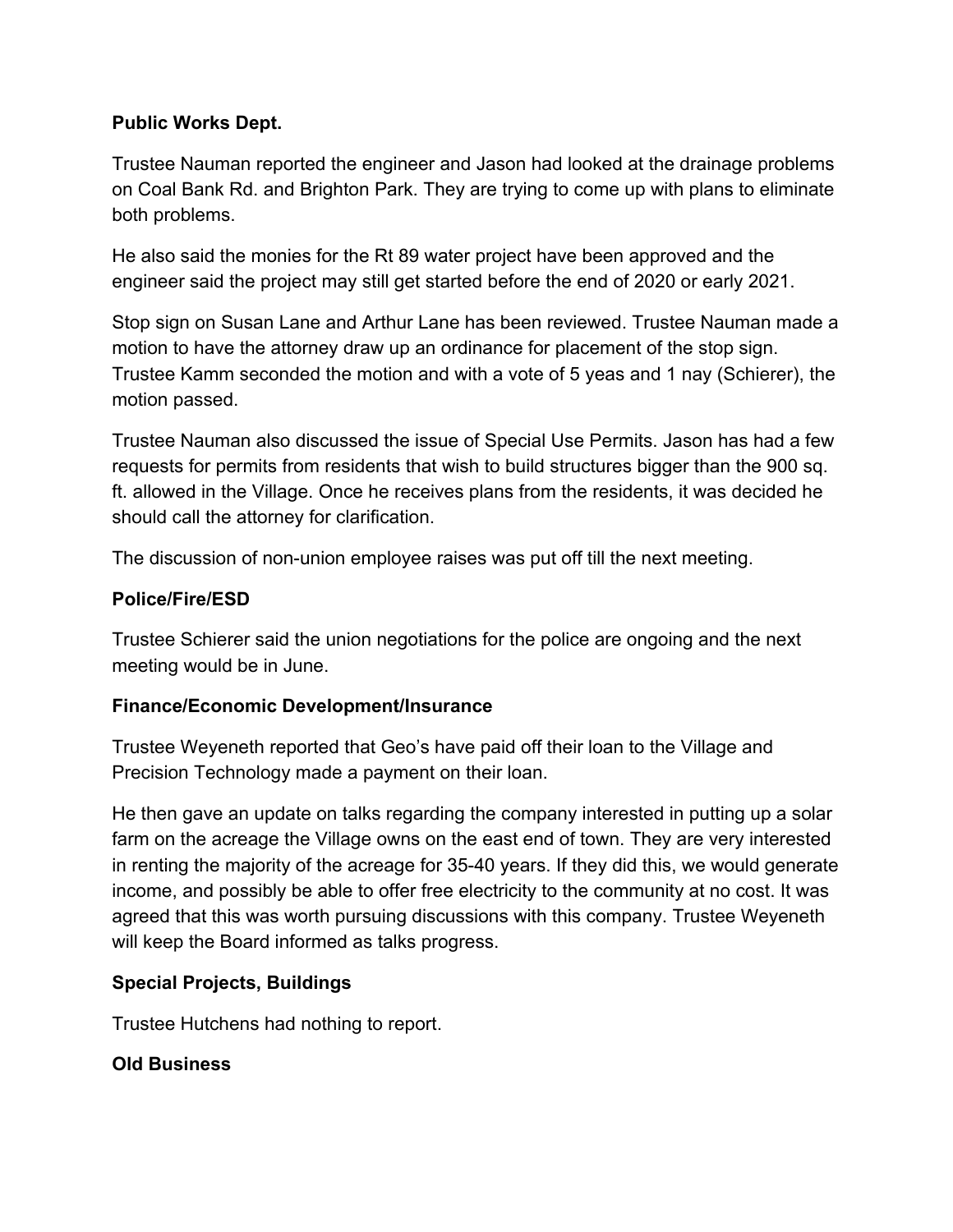**Public Works Dept.**

Trustee Nauman reported the engineer and Jason had looked at the drainage problems on Coal Bank Rd. and Brighton Park. They are trying to come up with plans to eliminate both problems.

He also said the monies for the Rt 89 water project have been approved and the engineer said the project may still get started before the end of 2020 or early 2021.

Stop sign on Susan Lane and Arthur Lane has been reviewed. Trustee Nauman made a motion to have the attorney draw up an ordinance for placement of the stop sign. Trustee Kamm seconded the motion and with a vote of 5 yeas and 1 nay (Schierer), the motion passed.

Trustee Nauman also discussed the issue of Special Use Permits. Jason has had a few requests for permits from residents that wish to build structures bigger than the 900 sq. ft. allowed in the Village. Once he receives plans from the residents, it was decided he should call the attorney for clarification.

The discussion of non-union employee raises was put off till the next meeting.

**Police/Fire/ESD**

Trustee Schierer said the union negotiations for the police are ongoing and the next meeting would be in June.

**Finance/Economic Development/Insurance**

Trustee Weyeneth reported that Geo's have paid off their loan to the Village and Precision Technology made a payment on their loan.

He then gave an update on talks regarding the company interested in putting up a solar farm on the acreage the Village owns on the east end of town. They are very interested in renting the majority of the acreage for 35-40 years. If they did this, we would generate income, and possibly be able to offer free electricity to the community at no cost. It was agreed that this was worth pursuing discussions with this company. Trustee Weyeneth will keep the Board informed as talks progress.

**Special Projects, Buildings**

Trustee Hutchens had nothing to report.

**Old Business**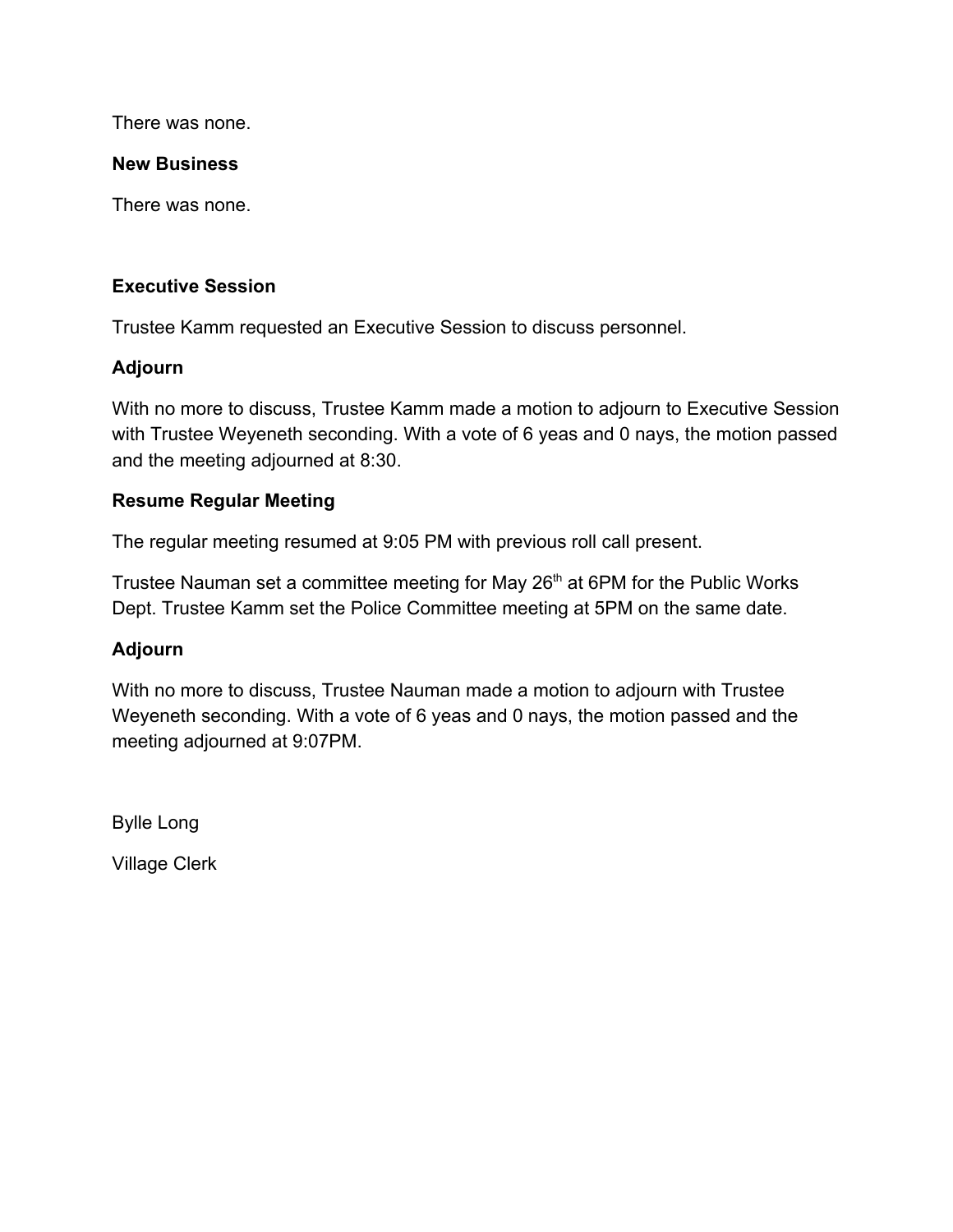There was none.

**New Business**

There was none.

**Executive Session**

Trustee Kamm requested an Executive Session to discuss personnel.

**Adjourn**

With no more to discuss, Trustee Kamm made a motion to adjourn to Executive Session with Trustee Weyeneth seconding. With a vote of 6 yeas and 0 nays, the motion passed and the meeting adjourned at 8:30.

**Resume Regular Meeting**

The regular meeting resumed at 9:05 PM with previous roll call present.

Trustee Nauman set a committee meeting for May 26th at 6PM for the Public Works Dept. Trustee Kamm set the Police Committee meeting at 5PM on the same date.

**Adjourn**

With no more to discuss, Trustee Nauman made a motion to adjourn with Trustee Weyeneth seconding. With a vote of 6 yeas and 0 nays, the motion passed and the meeting adjourned at 9:07PM.

Bylle Long

Village Clerk